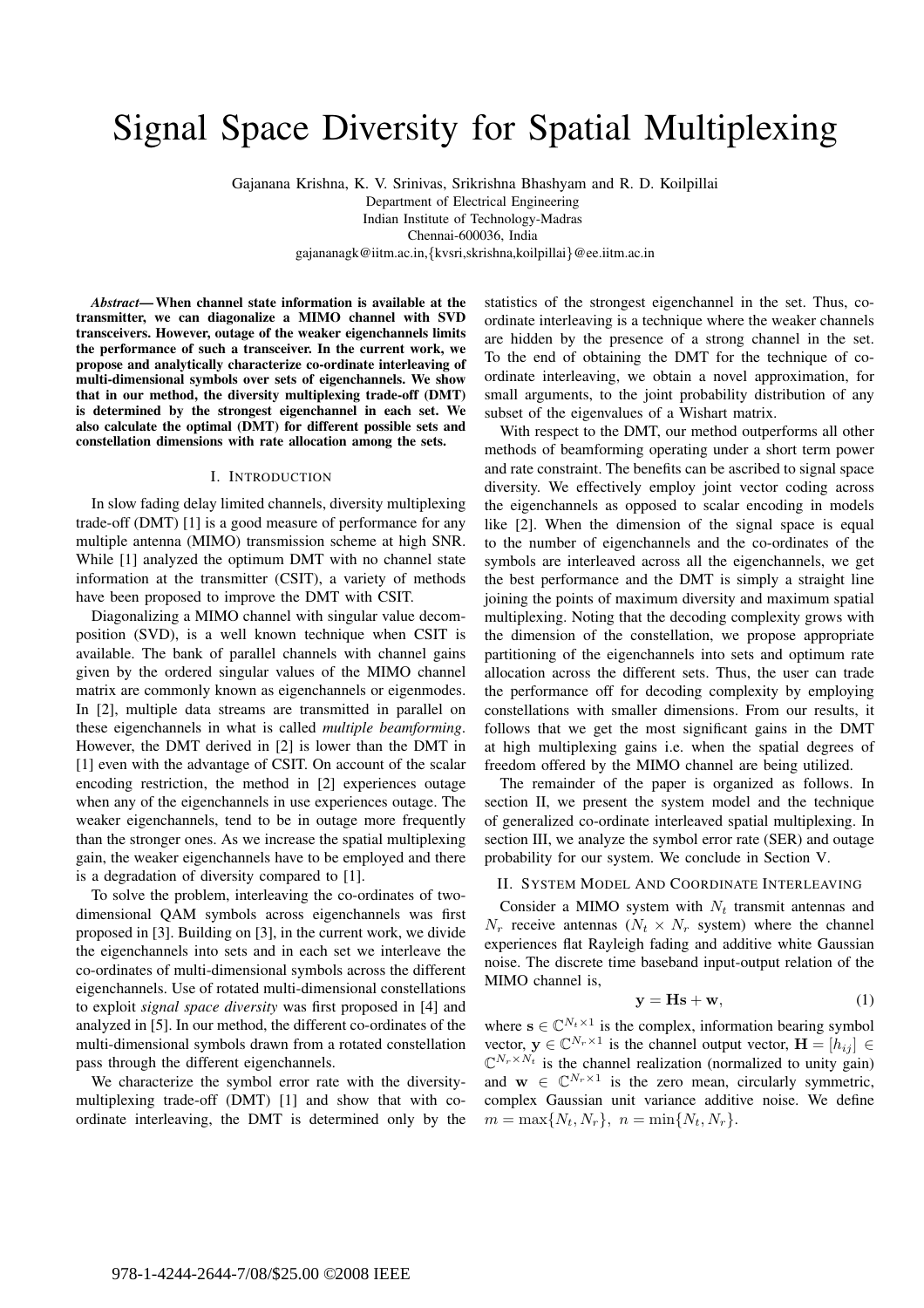# Signal Space Diversity for Spatial Multiplexing

Gajanana Krishna, K. V. Srinivas, Srikrishna Bhashyam and R. D. Koilpillai
Department of Electrical Engineering
Indian Institute of Technology-Madras
Chennai-600036, India
gajananagk@iitm.ac.in,{kvsri,skrishna,koilpillai}@ee.iitm.ac.in

***Abstract*— When channel state information is available at the transmitter, we can diagonalize a MIMO channel with SVD transceivers. However, outage of the weaker eigenchannels limits the performance of such a transceiver. In the current work, we propose and analytically characterize co-ordinate interleaving of multi-dimensional symbols over sets of eigenchannels. We show that in our method, the diversity multiplexing trade-off (DMT) is determined by the strongest eigenchannel in each set. We also calculate the optimal (DMT) for different possible sets and constellation dimensions with rate allocation among the sets.**

## I. Introduction

In slow fading delay limited channels, diversity multiplexing trade-off (DMT) [1] is a good measure of performance for any multiple antenna (MIMO) transmission scheme at high SNR. While [1] analyzed the optimum DMT with no channel state information at the transmitter (CSIT), a variety of methods have been proposed to improve the DMT with CSIT.

Diagonalizing a MIMO channel with singular value decomposition (SVD), is a well known technique when CSIT is available. The bank of parallel channels with channel gains given by the ordered singular values of the MIMO channel matrix are commonly known as eigenchannels or eigenmodes. In [2], multiple data streams are transmitted in parallel on these eigenchannels in what is called *multiple beamforming*. However, the DMT derived in [2] is lower than the DMT in [1] even with the advantage of CSIT. On account of the scalar encoding restriction, the method in [2] experiences outage when any of the eigenchannels in use experiences outage. The weaker eigenchannels, tend to be in outage more frequently than the stronger ones. As we increase the spatial multiplexing gain, the weaker eigenchannels have to be employed and there is a degradation of diversity compared to [1].

To solve the problem, interleaving the co-ordinates of two-dimensional QAM symbols across eigenchannels was first proposed in [3]. Building on [3], in the current work, we divide the eigenchannels into sets and in each set we interleave the co-ordinates of multi-dimensional symbols across the different eigenchannels. Use of rotated multi-dimensional constellations to exploit *signal space diversity* was first proposed in [4] and analyzed in [5]. In our method, the different co-ordinates of the multi-dimensional symbols drawn from a rotated constellation pass through the different eigenchannels.

We characterize the symbol error rate with the diversity-multiplexing trade-off (DMT) [1] and show that with co-ordinate interleaving, the DMT is determined only by the statistics of the strongest eigenchannel in the set. Thus, co-ordinate interleaving is a technique where the weaker channels are hidden by the presence of a strong channel in the set. To the end of obtaining the DMT for the technique of co-ordinate interleaving, we obtain a novel approximation, for small arguments, to the joint probability distribution of any subset of the eigenvalues of a Wishart matrix.

With respect to the DMT, our method outperforms all other methods of beamforming operating under a short term power and rate constraint. The benefits can be ascribed to signal space diversity. We effectively employ joint vector coding across the eigenchannels as opposed to scalar encoding in models like [2]. When the dimension of the signal space is equal to the number of eigenchannels and the co-ordinates of the symbols are interleaved across all the eigenchannels, we get the best performance and the DMT is simply a straight line joining the points of maximum diversity and maximum spatial multiplexing. Noting that the decoding complexity grows with the dimension of the constellation, we propose appropriate partitioning of the eigenchannels into sets and optimum rate allocation across the different sets. Thus, the user can trade the performance off for decoding complexity by employing constellations with smaller dimensions. From our results, it follows that we get the most significant gains in the DMT at high multiplexing gains i.e. when the spatial degrees of freedom offered by the MIMO channel are being utilized.

The remainder of the paper is organized as follows. In section II, we present the system model and the technique of generalized co-ordinate interleaved spatial multiplexing. In section III, we analyze the symbol error rate (SER) and outage probability for our system. We conclude in Section V.

## II. System Model And Coordinate Interleaving

Consider a MIMO system with $N_t$ transmit antennas and $N_r$ receive antennas ($N_t \times N_r$ system) where the channel experiences flat Rayleigh fading and additive white Gaussian noise. The discrete time baseband input-output relation of the MIMO channel is,

$$\mathbf{y} = \mathbf{H}\mathbf{s} + \mathbf{w}, \tag{1}$$

where $\mathbf{s} \in \mathbb{C}^{N_t \times 1}$ is the complex, information bearing symbol vector, $\mathbf{y} \in \mathbb{C}^{N_r \times 1}$ is the channel output vector, $\mathbf{H} = [h_{ij}] \in \mathbb{C}^{N_r \times N_t}$ is the channel realization (normalized to unity gain) and $\mathbf{w} \in \mathbb{C}^{N_r \times 1}$ is the zero mean, circularly symmetric, complex Gaussian unit variance additive noise. We define $m = \max\{N_t, N_r\}, \ n = \min\{N_t, N_r\}$.

978-1-4244-2644-7/08/$25.00 ©2008 IEEE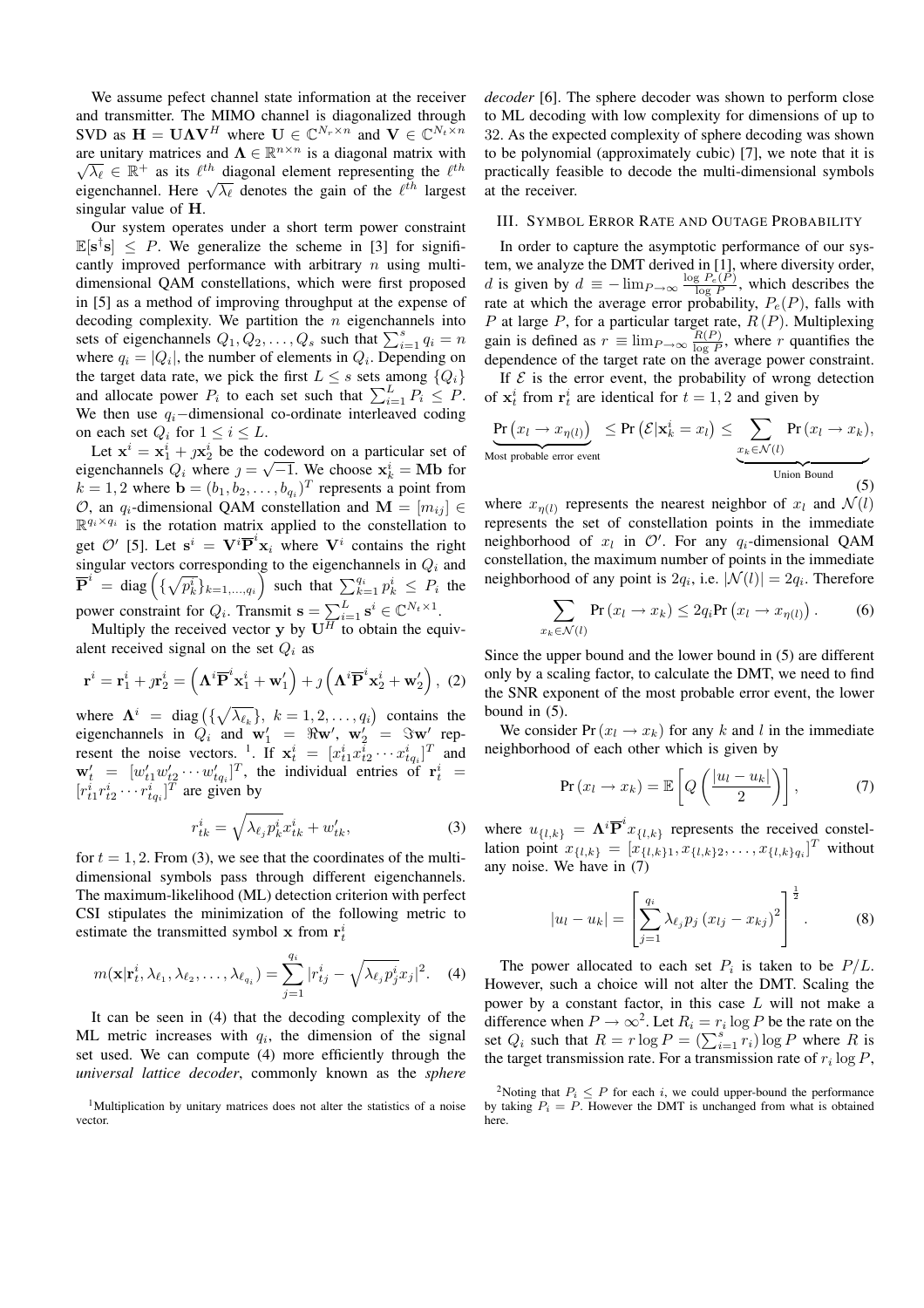We assume pefect channel state information at the receiver and transmitter. The MIMO channel is diagonalized through SVD as $\mathbf{H} = \mathbf{U}\mathbf{\Lambda}\mathbf{V}^H$ where $\mathbf{U} \in \mathbb{C}^{N_r \times n}$ and $\mathbf{V} \in \mathbb{C}^{N_t \times n}$ are unitary matrices and $\mathbf{\Lambda} \in \mathbb{R}^{n \times n}$ is a diagonal matrix with $\sqrt{\lambda_\ell} \in \mathbb{R}^+$ as its $\ell^{th}$ diagonal element representing the $\ell^{th}$ eigenchannel. Here $\sqrt{\lambda_\ell}$ denotes the gain of the $\ell^{th}$ largest singular value of $\mathbf{H}$.

Our system operates under a short term power constraint $\mathbb{E}[\mathbf{s}^\dagger \mathbf{s}] \leq P$. We generalize the scheme in [3] for significantly improved performance with arbitrary $n$ using multi-dimensional QAM constellations, which were first proposed in [5] as a method of improving throughput at the expense of decoding complexity. We partition the $n$ eigenchannels into sets of eigenchannels $Q_1, Q_2, \ldots, Q_s$ such that $\sum_{i=1}^{s} q_i = n$ where $q_i = |Q_i|$, the number of elements in $Q_i$. Depending on the target data rate, we pick the first $L \leq s$ sets among $\{Q_i\}$ and allocate power $P_i$ to each set such that $\sum_{i=1}^{L} P_i \leq P$. We then use $q_i-$dimensional co-ordinate interleaved coding on each set $Q_i$ for $1 \leq i \leq L$.

Let $\mathbf{x}^i = \mathbf{x}_1^i + \jmath \mathbf{x}_2^i$ be the codeword on a particular set of eigenchannels $Q_i$ where $\jmath = \sqrt{-1}$. We choose $\mathbf{x}_k^i = \mathbf{M}\mathbf{b}$ for $k = 1, 2$ where $\mathbf{b} = (b_1, b_2, \ldots, b_{q_i})^T$ represents a point from $\mathcal{O}$, an $q_i$-dimensional QAM constellation and $\mathbf{M} = [m_{ij}] \in \mathbb{R}^{q_i \times q_i}$ is the rotation matrix applied to the constellation to get $\mathcal{O}'$ [5]. Let $\mathbf{s}^i = \mathbf{V}^i \overline{\mathbf{P}}^i \mathbf{x}_i$ where $\mathbf{V}^i$ contains the right singular vectors corresponding to the eigenchannels in $Q_i$ and $\overline{\mathbf{P}}^i = \operatorname{diag}\left(\{\sqrt{p_k^i}\}_{k=1,\ldots,q_i}\right)$ such that $\sum_{k=1}^{q_i} p_k^i \leq P_i$ the power constraint for $Q_i$. Transmit $\mathbf{s} = \sum_{i=1}^{L} \mathbf{s}^i \in \mathbb{C}^{N_t \times 1}$.

Multiply the received vector $\mathbf{y}$ by $\mathbf{U}^H$ to obtain the equivalent received signal on the set $Q_i$ as

$$\mathbf{r}^i = \mathbf{r}_1^i + \jmath \mathbf{r}_2^i = \left(\mathbf{\Lambda}^i \overline{\mathbf{P}}^i \mathbf{x}_1^i + \mathbf{w}_1'\right) + \jmath \left(\mathbf{\Lambda}^i \overline{\mathbf{P}}^i \mathbf{x}_2^i + \mathbf{w}_2'\right), \tag{2}$$

where $\mathbf{\Lambda}^i = \operatorname{diag}\left(\{\sqrt{\lambda_{\ell_k}}\},\ k = 1, 2, \ldots, q_i\right)$ contains the eigenchannels in $Q_i$ and $\mathbf{w}_1' = \Re \mathbf{w}'$, $\mathbf{w}_2' = \Im \mathbf{w}'$ represent the noise vectors. [1]. If $\mathbf{x}_t^i = [x_{t1}^i x_{t2}^i \cdots x_{tq_i}^i]^T$ and $\mathbf{w}_t' = [w_{t1}' w_{t2}' \cdots w_{tq_i}']^T$, the individual entries of $\mathbf{r}_t^i = [r_{t1}^i r_{t2}^i \cdots r_{tq_i}^i]^T$ are given by

$$r_{tk}^i = \sqrt{\lambda_{\ell_k} p_k^i}\, x_{tk}^i + w_{tk}', \tag{3}$$

for $t = 1, 2$. From (3), we see that the coordinates of the multi-dimensional symbols pass through different eigenchannels. The maximum-likelihood (ML) detection criterion with perfect CSI stipulates the minimization of the following metric to estimate the transmitted symbol $\mathbf{x}$ from $\mathbf{r}_t^i$

$$m(\mathbf{x}|\mathbf{r}_t^i, \lambda_{\ell_1}, \lambda_{\ell_2}, \ldots, \lambda_{\ell_{q_i}}) = \sum_{j=1}^{q_i} |r_{tj}^i - \sqrt{\lambda_{\ell_j} p_j^i}\, x_j|^2. \tag{4}$$

It can be seen in (4) that the decoding complexity of the ML metric increases with $q_i$, the dimension of the signal set used. We can compute (4) more efficiently through the *universal lattice decoder*, commonly known as the *sphere decoder* [6]. The sphere decoder was shown to perform close to ML decoding with low complexity for dimensions of up to 32. As the expected complexity of sphere decoding was shown to be polynomial (approximately cubic) [7], we note that it is practically feasible to decode the multi-dimensional symbols at the receiver.

## III. Symbol Error Rate and Outage Probability

In order to capture the asymptotic performance of our system, we analyze the DMT derived in [1], where diversity order, $d$ is given by $d \equiv -\lim_{P\to\infty} \frac{\log P_e(P)}{\log P}$, which describes the rate at which the average error probability, $P_e(P)$, falls with $P$ at large $P$, for a particular target rate, $R(P)$. Multiplexing gain is defined as $r \equiv \lim_{P\to\infty} \frac{R(P)}{\log P}$, where $r$ quantifies the dependence of the target rate on the average power constraint.

If $\mathcal{E}$ is the error event, the probability of wrong detection of $\mathbf{x}_t^i$ from $\mathbf{r}_t^i$ are identical for $t = 1, 2$ and given by

$$\underbrace{\Pr\left(x_l \to x_{\eta(l)}\right)}_{\text{Most probable error event}} \leq \Pr\left(\mathcal{E}|\mathbf{x}_k^i = x_l\right) \leq \underbrace{\sum_{x_k \in \mathcal{N}(l)} \Pr\left(x_l \to x_k\right)}_{\text{Union Bound}}, \tag{5}$$

where $x_{\eta(l)}$ represents the nearest neighbor of $x_l$ and $\mathcal{N}(l)$ represents the set of constellation points in the immediate neighborhood of $x_l$ in $\mathcal{O}'$. For any $q_i$-dimensional QAM constellation, the maximum number of points in the immediate neighborhood of any point is $2q_i$, i.e. $|\mathcal{N}(l)| = 2q_i$. Therefore

$$\sum_{x_k \in \mathcal{N}(l)} \Pr\left(x_l \to x_k\right) \leq 2q_i \Pr\left(x_l \to x_{\eta(l)}\right). \tag{6}$$

Since the upper bound and the lower bound in (5) are different only by a scaling factor, to calculate the DMT, we need to find the SNR exponent of the most probable error event, the lower bound in (5).

We consider $\Pr(x_l \to x_k)$ for any $k$ and $l$ in the immediate neighborhood of each other which is given by

$$\Pr\left(x_l \to x_k\right) = \mathbb{E}\left[Q\left(\frac{|u_l - u_k|}{2}\right)\right], \tag{7}$$

where $u_{\{l,k\}} = \mathbf{\Lambda}^i \overline{\mathbf{P}}^i x_{\{l,k\}}$ represents the received constellation point $x_{\{l,k\}} = [x_{\{l,k\}1}, x_{\{l,k\}2}, \ldots, x_{\{l,k\}q_i}]^T$ without any noise. We have in (7)

$$|u_l - u_k| = \left[\sum_{j=1}^{q_i} \lambda_{\ell_j} p_j \left(x_{lj} - x_{kj}\right)^2\right]^{\frac{1}{2}}. \tag{8}$$

The power allocated to each set $P_i$ is taken to be $P/L$. However, such a choice will not alter the DMT. Scaling the power by a constant factor, in this case $L$ will not make a difference when $P \to \infty$[2]. Let $R_i = r_i \log P$ be the rate on the set $Q_i$ such that $R = r \log P = (\sum_{i=1}^{s} r_i) \log P$ where $R$ is the target transmission rate. For a transmission rate of $r_i \log P$,

[1] Multiplication by unitary matrices does not alter the statistics of a noise vector.

[2] Noting that $P_i \leq P$ for each $i$, we could upper-bound the performance by taking $P_i = P$. However the DMT is unchanged from what is obtained here.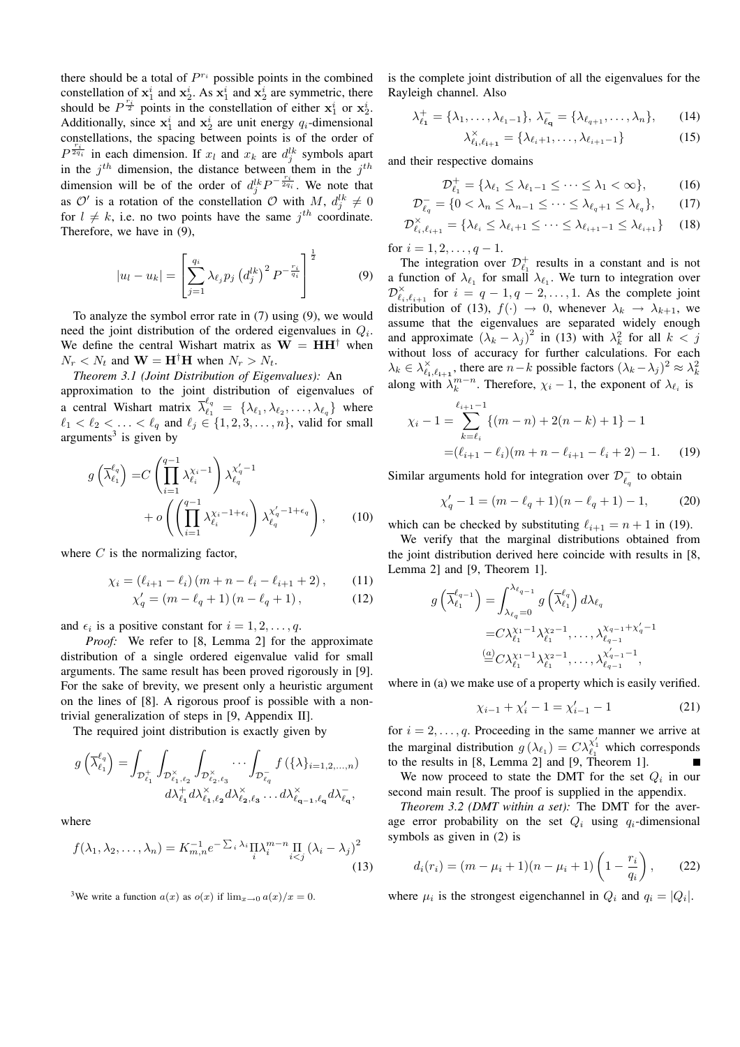there should be a total of $P^{r_i}$ possible points in the combined constellation of $\mathbf{x}_1^i$ and $\mathbf{x}_2^i$. As $\mathbf{x}_1^i$ and $\mathbf{x}_2^i$ are symmetric, there should be $P^{\frac{r_i}{2}}$ points in the constellation of either $\mathbf{x}_1^i$ or $\mathbf{x}_2^i$. Additionally, since $\mathbf{x}_1^i$ and $\mathbf{x}_2^i$ are unit energy $q_i$-dimensional constellations, the spacing between points is of the order of $P^{\frac{r_i}{2q_i}}$ in each dimension. If $x_l$ and $x_k$ are $d_j^{lk}$ symbols apart in the $j^{th}$ dimension, the distance between them in the $j^{th}$ dimension will be of the order of $d_j^{lk}P^{-\frac{r_i}{2q_i}}$. We note that as $\mathcal{O}'$ is a rotation of the constellation $\mathcal{O}$ with $M$, $d_j^{lk} \neq 0$ for $l \neq k$, i.e. no two points have the same $j^{th}$ coordinate. Therefore, we have in (9),

$$|u_l - u_k| = \left[\sum_{j=1}^{q_i} \lambda_{\ell_j} p_j \left(d_j^{lk}\right)^2 P^{-\frac{r_i}{q_i}}\right]^{\frac{1}{2}} \tag{9}$$

To analyze the symbol error rate in (7) using (9), we would need the joint distribution of the ordered eigenvalues in $Q_i$. We define the central Wishart matrix as $\mathbf{W} = \mathbf{H}\mathbf{H}^\dagger$ when $N_r < N_t$ and $\mathbf{W} = \mathbf{H}^\dagger\mathbf{H}$ when $N_r > N_t$.

*Theorem 3.1 (Joint Distribution of Eigenvalues):* An approximation to the joint distribution of eigenvalues of a central Wishart matrix $\overline{\lambda}_{\ell_1}^{\ell_q} = \{\lambda_{\ell_1}, \lambda_{\ell_2}, \ldots, \lambda_{\ell_q}\}$ where $\ell_1 < \ell_2 < \ldots < \ell_q$ and $\ell_j \in \{1, 2, 3, \ldots, n\}$, valid for small arguments[3] is given by

$$g\left(\overline{\lambda}_{\ell_1}^{\ell_q}\right) = C\left(\prod_{i=1}^{q-1} \lambda_{\ell_i}^{\chi_i - 1}\right)\lambda_{\ell_q}^{\chi_q' - 1} + o\left(\left(\prod_{i=1}^{q-1} \lambda_{\ell_i}^{\chi_i - 1 + \epsilon_i}\right)\lambda_{\ell_q}^{\chi_q' - 1 + \epsilon_q}\right), \tag{10}$$

where $C$ is the normalizing factor,

$$\chi_i = (\ell_{i+1} - \ell_i)(m + n - \ell_i - \ell_{i+1} + 2), \tag{11}$$

$$\chi_q' = (m - \ell_q + 1)(n - \ell_q + 1), \tag{12}$$

and $\epsilon_i$ is a positive constant for $i = 1, 2, \ldots, q$.

*Proof:* We refer to [8, Lemma 2] for the approximate distribution of a single ordered eigenvalue valid for small arguments. The same result has been proved rigorously in [9]. For the sake of brevity, we present only a heuristic argument on the lines of [8]. A rigorous proof is possible with a non-trivial generalization of steps in [9, Appendix II].

The required joint distribution is exactly given by

$$g\left(\overline{\lambda}_{\ell_1}^{\ell_q}\right) = \int_{\mathcal{D}_{\ell_1}^+}\int_{\mathcal{D}_{\ell_1,\ell_2}^\times}\int_{\mathcal{D}_{\ell_2,\ell_3}^\times}\cdots\int_{\mathcal{D}_{\ell_q}^-} f\left(\{\lambda\}_{i=1,2,\ldots,n}\right) d\lambda_{\ell_1}^+ d\lambda_{\ell_1,\ell_2}^\times d\lambda_{\ell_2,\ell_3}^\times \ldots d\lambda_{\ell_{q-1},\ell_q}^\times d\lambda_{\ell_q}^-,$$

where

$$f(\lambda_1, \lambda_2, \ldots, \lambda_n) = K_{m,n}^{-1} e^{-\sum_i \lambda_i} \prod_i \lambda_i^{m-n} \prod_{i<j} (\lambda_i - \lambda_j)^2 \tag{13}$$

is the complete joint distribution of all the eigenvalues for the Rayleigh channel. Also

$$\lambda_{\ell_1}^+ = \{\lambda_1, \ldots, \lambda_{\ell_1 - 1}\},\ \lambda_{\ell_q}^- = \{\lambda_{\ell_q + 1}, \ldots, \lambda_n\}, \tag{14}$$

$$\lambda_{\ell_i,\ell_{i+1}}^\times = \{\lambda_{\ell_i + 1}, \ldots, \lambda_{\ell_{i+1} - 1}\} \tag{15}$$

and their respective domains

$$\mathcal{D}_{\ell_1}^+ = \{\lambda_{\ell_1} \leq \lambda_{\ell_1 - 1} \leq \cdots \leq \lambda_1 < \infty\}, \tag{16}$$

$$\mathcal{D}_{\ell_q}^- = \{0 < \lambda_n \leq \lambda_{n-1} \leq \cdots \leq \lambda_{\ell_q + 1} \leq \lambda_{\ell_q}\}, \tag{17}$$

$$\mathcal{D}_{\ell_i,\ell_{i+1}}^\times = \{\lambda_{\ell_i} \leq \lambda_{\ell_i + 1} \leq \cdots \leq \lambda_{\ell_{i+1} - 1} \leq \lambda_{\ell_{i+1}}\} \tag{18}$$

for $i = 1, 2, \ldots, q - 1$.

The integration over $\mathcal{D}_{\ell_1}^+$ results in a constant and is not a function of $\lambda_{\ell_1}$ for small $\lambda_{\ell_1}$. We turn to integration over $\mathcal{D}_{\ell_i,\ell_{i+1}}^\times$ for $i = q-1, q-2, \ldots, 1$. As the complete joint distribution of (13), $f(\cdot) \to 0$, whenever $\lambda_k \to \lambda_{k+1}$, we assume that the eigenvalues are separated widely enough and approximate $(\lambda_k - \lambda_j)^2$ in (13) with $\lambda_k^2$ for all $k < j$ without loss of accuracy for further calculations. For each $\lambda_k \in \lambda_{\ell_i,\ell_{i+1}}^\times$, there are $n-k$ possible factors $(\lambda_k - \lambda_j)^2 \approx \lambda_k^2$ along with $\lambda_k^{m-n}$. Therefore, $\chi_i - 1$, the exponent of $\lambda_{\ell_i}$ is

$$\begin{aligned}\chi_i - 1 &= \sum_{k=\ell_i}^{\ell_{i+1}-1} \{(m-n) + 2(n-k) + 1\} - 1 \\ &= (\ell_{i+1} - \ell_i)(m + n - \ell_{i+1} - \ell_i + 2) - 1.\end{aligned} \tag{19}$$

Similar arguments hold for integration over $\mathcal{D}_{\ell_q}^-$ to obtain

$$\chi_q' - 1 = (m - \ell_q + 1)(n - \ell_q + 1) - 1, \tag{20}$$

which can be checked by substituting $\ell_{i+1} = n + 1$ in (19).

We verify that the marginal distributions obtained from the joint distribution derived here coincide with results in [8, Lemma 2] and [9, Theorem 1].

$$\begin{aligned}g\left(\overline{\lambda}_{\ell_1}^{\ell_{q-1}}\right) &= \int_{\lambda_{\ell_q}=0}^{\lambda_{\ell_{q-1}}} g\left(\overline{\lambda}_{\ell_1}^{\ell_q}\right) d\lambda_{\ell_q} \\ &= C\lambda_{\ell_1}^{\chi_1 - 1}\lambda_{\ell_1}^{\chi_2 - 1}, \ldots, \lambda_{\ell_{q-1}}^{\chi_{q-1} + \chi_q' - 1} \\ &\overset{(a)}{=} C\lambda_{\ell_1}^{\chi_1 - 1}\lambda_{\ell_1}^{\chi_2 - 1}, \ldots, \lambda_{\ell_{q-1}}^{\chi_{q-1}' - 1},\end{aligned}$$

where in (a) we make use of a property which is easily verified.

$$\chi_{i-1} + \chi_i' - 1 = \chi_{i-1}' - 1 \tag{21}$$

for $i = 2, \ldots, q$. Proceeding in the same manner we arrive at the marginal distribution $g(\lambda_{\ell_1}) = C\lambda_{\ell_1}^{\chi_1'}$ which corresponds to the results in [8, Lemma 2] and [9, Theorem 1]. ∎

We now proceed to state the DMT for the set $Q_i$ in our second main result. The proof is supplied in the appendix.

*Theorem 3.2 (DMT within a set):* The DMT for the average error probability on the set $Q_i$ using $q_i$-dimensional symbols as given in (2) is

$$d_i(r_i) = (m - \mu_i + 1)(n - \mu_i + 1)\left(1 - \frac{r_i}{q_i}\right), \tag{22}$$

where $\mu_i$ is the strongest eigenchannel in $Q_i$ and $q_i = |Q_i|$.

[3] We write a function $a(x)$ as $o(x)$ if $\lim_{x\to 0} a(x)/x = 0$.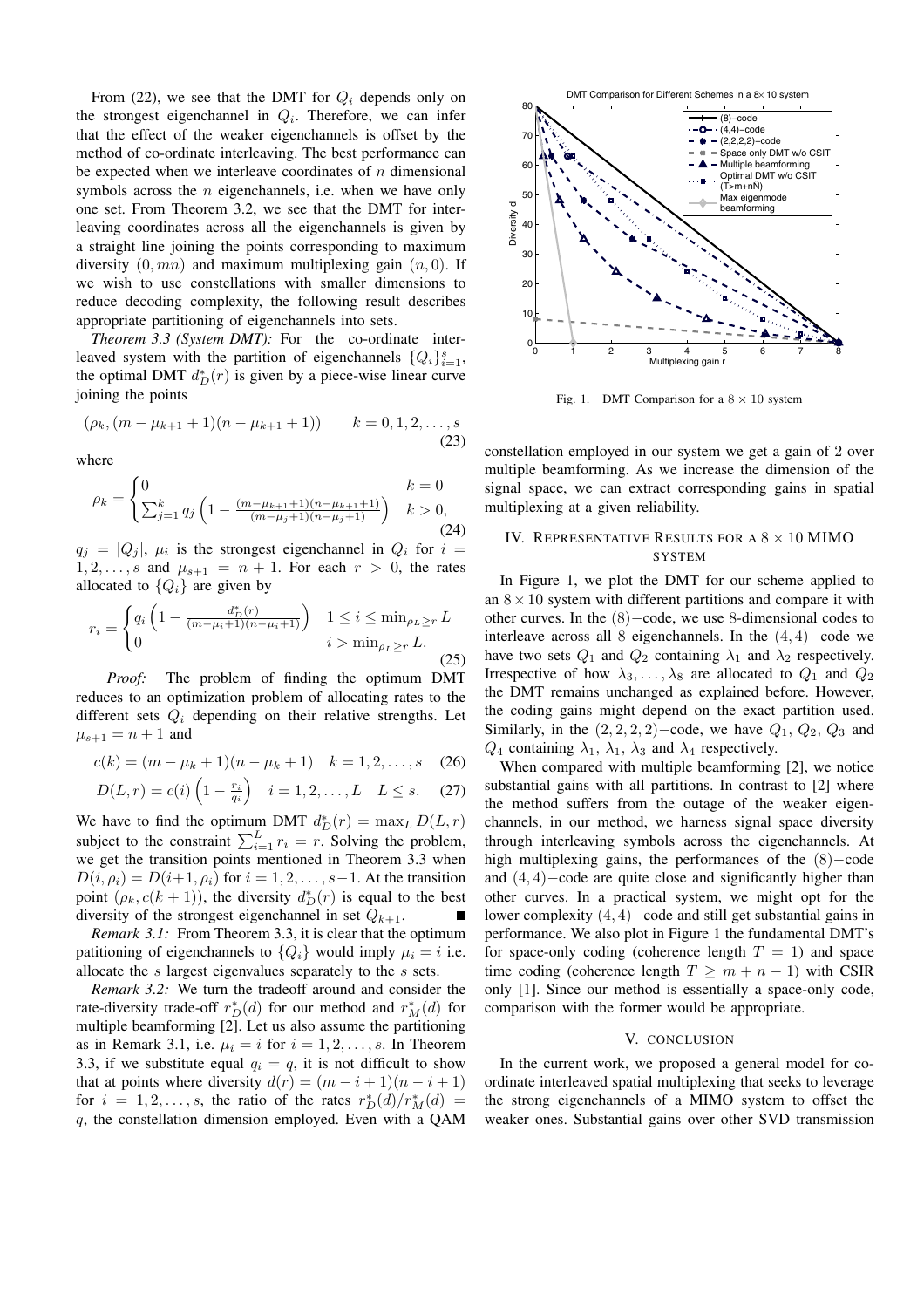From (22), we see that the DMT for $Q_i$ depends only on the strongest eigenchannel in $Q_i$. Therefore, we can infer that the effect of the weaker eigenchannels is offset by the method of co-ordinate interleaving. The best performance can be expected when we interleave coordinates of $n$ dimensional symbols across the $n$ eigenchannels, i.e. when we have only one set. From Theorem 3.2, we see that the DMT for interleaving coordinates across all the eigenchannels is given by a straight line joining the points corresponding to maximum diversity $(0, mn)$ and maximum multiplexing gain $(n, 0)$. If we wish to use constellations with smaller dimensions to reduce decoding complexity, the following result describes appropriate partitioning of eigenchannels into sets.

*Theorem 3.3 (System DMT):* For the co-ordinate interleaved system with the partition of eigenchannels $\{Q_i\}_{i=1}^{s}$, the optimal DMT $d_D^*(r)$ is given by a piece-wise linear curve joining the points

$$(\rho_k, (m - \mu_{k+1} + 1)(n - \mu_{k+1} + 1)) \qquad k = 0, 1, 2, \ldots, s \tag{23}$$

where

$$\rho_k = \begin{cases} 0 & k = 0 \\ \sum_{j=1}^{k} q_j \left(1 - \frac{(m-\mu_{k+1}+1)(n-\mu_{k+1}+1)}{(m-\mu_j+1)(n-\mu_j+1)}\right) & k > 0, \end{cases} \tag{24}$$

$q_j = |Q_j|$, $\mu_i$ is the strongest eigenchannel in $Q_i$ for $i = 1, 2, \ldots, s$ and $\mu_{s+1} = n + 1$. For each $r > 0$, the rates allocated to $\{Q_i\}$ are given by

$$r_i = \begin{cases} q_i \left(1 - \frac{d_D^*(r)}{(m-\mu_i+1)(n-\mu_i+1)}\right) & 1 \le i \le \min_{\rho_L \ge r} L \\ 0 & i > \min_{\rho_L \ge r} L. \end{cases} \tag{25}$$

*Proof:* The problem of finding the optimum DMT reduces to an optimization problem of allocating rates to the different sets $Q_i$ depending on their relative strengths. Let $\mu_{s+1} = n + 1$ and

$$c(k) = (m - \mu_k + 1)(n - \mu_k + 1) \quad k = 1, 2, \ldots, s \tag{26}$$

$$D(L, r) = c(i)\left(1 - \frac{r_i}{q_i}\right) \quad i = 1, 2, \ldots, L \quad L \le s. \tag{27}$$

We have to find the optimum DMT $d_D^*(r) = \max_L D(L, r)$ subject to the constraint $\sum_{i=1}^{L} r_i = r$. Solving the problem, we get the transition points mentioned in Theorem 3.3 when $D(i, \rho_i) = D(i+1, \rho_i)$ for $i = 1, 2, \ldots, s-1$. At the transition point $(\rho_k, c(k+1))$, the diversity $d_D^*(r)$ is equal to the best diversity of the strongest eigenchannel in set $Q_{k+1}$. ∎

*Remark 3.1:* From Theorem 3.3, it is clear that the optimum patitioning of eigenchannels to $\{Q_i\}$ would imply $\mu_i = i$ i.e. allocate the $s$ largest eigenvalues separately to the $s$ sets.

*Remark 3.2:* We turn the tradeoff around and consider the rate-diversity trade-off $r_D^*(d)$ for our method and $r_M^*(d)$ for multiple beamforming [2]. Let us also assume the partitioning as in Remark 3.1, i.e. $\mu_i = i$ for $i = 1, 2, \ldots, s$. In Theorem 3.3, if we substitute equal $q_i = q$, it is not difficult to show that at points where diversity $d(r) = (m - i + 1)(n - i + 1)$ for $i = 1, 2, \ldots, s$, the ratio of the rates $r_D^*(d)/r_M^*(d) = q$, the constellation dimension employed. Even with a QAM constellation employed in our system we get a gain of 2 over multiple beamforming. As we increase the dimension of the signal space, we can extract corresponding gains in spatial multiplexing at a given reliability.

Fig. 1. DMT Comparison for a $8 \times 10$ system

## IV. Representative Results for a $8 \times 10$ MIMO System

In Figure 1, we plot the DMT for our scheme applied to an $8 \times 10$ system with different partitions and compare it with other curves. In the $(8)-$code, we use 8-dimensional codes to interleave across all 8 eigenchannels. In the $(4, 4)-$code we have two sets $Q_1$ and $Q_2$ containing $\lambda_1$ and $\lambda_2$ respectively. Irrespective of how $\lambda_3, \ldots, \lambda_8$ are allocated to $Q_1$ and $Q_2$ the DMT remains unchanged as explained before. However, the coding gains might depend on the exact partition used. Similarly, in the $(2, 2, 2, 2)-$code, we have $Q_1$, $Q_2$, $Q_3$ and $Q_4$ containing $\lambda_1$, $\lambda_1$, $\lambda_3$ and $\lambda_4$ respectively.

When compared with multiple beamforming [2], we notice substantial gains with all partitions. In contrast to [2] where the method suffers from the outage of the weaker eigenchannels, in our method, we harness signal space diversity through interleaving symbols across the eigenchannels. At high multiplexing gains, the performances of the $(8)-$code and $(4, 4)-$code are quite close and significantly higher than other curves. In a practical system, we might opt for the lower complexity $(4, 4)-$code and still get substantial gains in performance. We also plot in Figure 1 the fundamental DMT's for space-only coding (coherence length $T = 1$) and space time coding (coherence length $T \ge m + n - 1$) with CSIR only [1]. Since our method is essentially a space-only code, comparison with the former would be appropriate.

## V. Conclusion

In the current work, we proposed a general model for co-ordinate interleaved spatial multiplexing that seeks to leverage the strong eigenchannels of a MIMO system to offset the weaker ones. Substantial gains over other SVD transmission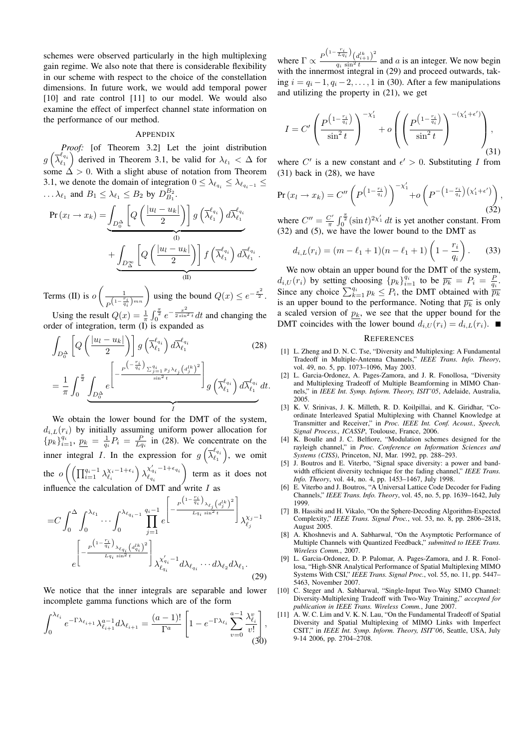schemes were observed particularly in the high multiplexing gain regime. We also note that there is considerable flexibility in our scheme with respect to the choice of the constellation dimensions. In future work, we would add temporal power [10] and rate control [11] to our model. We would also examine the effect of imperfect channel state information on the performance of our method.

## APPENDIX

*Proof:* [of Theorem 3.2] Let the joint distribution $g\left(\overline{\lambda}_{\ell_1}^{\ell_{q_i}}\right)$ derived in Theorem 3.1, be valid for $\lambda_{\ell_1} < \Delta$ for some $\Delta > 0$. With a slight abuse of notation from Theorem 3.1, we denote the domain of integration $0 \leq \lambda_{\ell_{q_i}} \leq \lambda_{\ell_{q_i-1}} \leq \ldots \lambda_{\ell_1}$ and $B_1 \leq \lambda_{\ell_1} \leq B_2$ by $D_{B_1}^{B_2}$.

$$\Pr\left(x_l \rightarrow x_k\right) = \underbrace{\int_{D_0^{\Delta}} \left[Q\left(\frac{|u_l - u_k|}{2}\right)\right] g\left(\overline{\lambda}_{\ell_1}^{\ell_{q_i}}\right) d\overline{\lambda}_{\ell_1}^{\ell_{q_i}}}_{\text{(I)}} + \underbrace{\int_{D_{\Delta}^{\infty}} \left[Q\left(\frac{|u_l - u_k|}{2}\right)\right] f\left(\overline{\lambda}_{\ell_1}^{\ell_{q_i}}\right) d\overline{\lambda}_{\ell_1}^{\ell_{q_i}}}_{\text{(II)}}.$$

Terms (II) is $o\left(\frac{1}{P^{\left(1-\frac{r_i}{q_i}\right)mn}}\right)$ using the bound $Q(x) \leq e^{-\frac{x^2}{2}}$.

Using the result $Q(x) = \frac{1}{\pi}\int_0^{\frac{\pi}{2}} e^{-\frac{x^2}{2\sin^2 t}} dt$ and changing the order of integration, term (I) is expanded as

$$\int_{D_0^{\Delta}} \left[Q\left(\frac{|u_l - u_k|}{2}\right)\right] g\left(\overline{\lambda}_{\ell_1}^{\ell_{q_i}}\right) d\overline{\lambda}_{\ell_1}^{\ell_{q_i}} \tag{28}$$
$$= \frac{1}{\pi}\int_0^{\frac{\pi}{2}} \underbrace{\int_{D_0^{\Delta}} e^{\left[-\frac{P^{\left(-\frac{r_i}{q_i}\right)}\sum_{j=1}^{q_i} p_j \lambda_{\ell_j}\left(d_j^{lk}\right)^2}{\sin^2 t}\right]} g\left(\overline{\lambda}_{\ell_1}^{\ell_{q_i}}\right) d\overline{\lambda}_{\ell_1}^{\ell_{q_i}}}_{I} dt.$$

We obtain the lower bound for the DMT of the system, $d_{i,L}(r_i)$ by initially assuming uniform power allocation for $\{p_k\}_{i=1}^{q_i}$, $\underline{p_k} = \frac{1}{q_i}P_i = \frac{P}{Lq_i}$ in (28). We concentrate on the inner integral $I$. In the expression for $g\left(\overline{\lambda}_{\ell_1}^{\ell_{q_i}}\right)$, we omit the $o\left(\left(\prod_{i=1}^{q_i-1}\lambda_{\ell_i}^{\chi_i-1+\epsilon_i}\right)\lambda_{\ell_{q_i}}^{\chi'_{q_i}-1+\epsilon_{q_i}}\right)$ term as it does not influence the calculation of DMT and write $I$ as

$$= C\int_0^{\Delta}\int_0^{\lambda_{\ell_1}}\cdots\int_0^{\lambda_{\ell_{q_i-1}}}\prod_{j=1}^{q_i-1} e^{\left[-\frac{P^{\left(1-\frac{r_i}{q_i}\right)}\lambda_{\ell_j}\left(d_j^{lk}\right)^2}{Lq_i \sin^2 t}\right]}\lambda_{\ell_j}^{\chi_j-1}$$
$$e^{\left[-\frac{P^{\left(1-\frac{r_i}{q_i}\right)}\lambda_{\ell_{q_i}}\left(d_{q_i}^{lk}\right)^2}{Lq_i \sin^2 t}\right]}\lambda_{\ell_{q_i}}^{\chi'_{q_i}-1} d\lambda_{\ell_{q_i}}\cdots d\lambda_{\ell_2} d\lambda_{\ell_1}. \tag{29}$$

We notice that the inner integrals are separable and lower incomplete gamma functions which are of the form

$$\int_0^{\lambda_{\ell_i}} e^{-\Gamma\lambda_{\ell_{i+1}}}\lambda_{\ell_{i+1}}^{a-1} d\lambda_{\ell_{i+1}} = \frac{(a-1)!}{\Gamma^a}\left[1 - e^{-\Gamma\lambda_{\ell_i}}\sum_{v=0}^{a-1}\frac{\lambda_{\ell_i}^v}{v!}\right], \tag{30}$$

where $\Gamma \propto \frac{P^{\left(1-\frac{r_i}{Lq_i}\right)}\left(d_{i+1}^{lk}\right)^2}{q_i \sin^2 t}$ and $a$ is an integer. We now begin with the innermost integral in (29) and proceed outwards, taking $i = q_i - 1, q_i - 2, \ldots, 1$ in (30). After a few manipulations and utilizing the property in (21), we get

$$I = C'\left(\frac{P^{\left(1-\frac{r_i}{q_i}\right)}}{\sin^2 t}\right)^{-\chi'_1} + o\left(\left(\frac{P^{\left(1-\frac{r_i}{q_i}\right)}}{\sin^2 t}\right)^{-(\chi'_1+\epsilon')}\right), \tag{31}$$

where $C'$ is a new constant and $\epsilon' > 0$. Substituting $I$ from (31) back in (28), we have

$$\Pr\left(x_l \rightarrow x_k\right) = C''\left(P^{\left(1-\frac{r_i}{q_i}\right)}\right)^{-\chi'_1} + o\left(P^{-\left(1-\frac{r_i}{q_i}\right)\left(\chi'_1+\epsilon'\right)}\right), \tag{32}$$

where $C'' = \frac{C'}{\pi}\int_0^{\frac{\pi}{2}}(\sin t)^{2\chi'_1} dt$ is yet another constant. From (32) and (5), we have the lower bound to the DMT as

$$d_{i,L}(r_i) = (m - \ell_1 + 1)(n - \ell_1 + 1)\left(1 - \frac{r_i}{q_i}\right). \tag{33}$$

We now obtain an upper bound for the DMT of the system, $d_{i,U}(r_i)$ by setting choosing $\{p_k\}_{i=1}^{q_i}$ to be $\overline{p_k} = P_i = \frac{P}{q_i}$. Since any choice $\sum_{k=1}^{q_i} p_k \leq P_i$, the DMT obtained with $\overline{p_k}$ is an upper bound to the performance. Noting that $\overline{p_k}$ is only a scaled version of $\underline{p_k}$, we see that the upper bound for the DMT coincides with the lower bound $d_{i,U}(r_i) = d_{i,L}(r_i)$. ■

## REFERENCES

[1] L. Zheng and D. N. C. Tse, "Diversity and Multiplexing: A Fundamental Tradeoff in Multiple-Antenna Channels," *IEEE Trans. Info. Theory*, vol. 49, no. 5, pp. 1073–1096, May 2003.

[2] L. Garcia-Ordonez, A. Pages-Zamora, and J. R. Fonollosa, "Diversity and Multiplexing Tradeoff of Multiple Beamforming in MIMO Channels," in *IEEE Int. Symp. Inform. Theory, ISIT'05*, Adelaide, Australia, 2005.

[3] K. V. Srinivas, J. K. Milleth, R. D. Koilpillai, and K. Giridhar, "Coordinate Interleaved Spatial Multiplexing with Channel Knowledge at Transmitter and Receiver," in *Proc. IEEE Int. Conf. Acoust., Speech, Signal Process., ICASSP*, Toulouse, France, 2006.

[4] K. Boulle and J. C. Belfiore, "Modulation schemes designed for the rayleigh channel," in *Proc. Conference on Information Sciences and Systems (CISS)*, Princeton, NJ, Mar. 1992, pp. 288–293.

[5] J. Boutros and E. Viterbo, "Signal space diversity: a power and bandwidth efficient diversity technique for the fading channel," *IEEE Trans. Info. Theory*, vol. 44, no. 4, pp. 1453–1467, July 1998.

[6] E. Viterbo and J. Boutros, "A Universal Lattice Code Decoder for Fading Channels," *IEEE Trans. Info. Theory*, vol. 45, no. 5, pp. 1639–1642, July 1999.

[7] B. Hassibi and H. Vikalo, "On the Sphere-Decoding Algorithm-Expected Complexity," *IEEE Trans. Signal Proc.*, vol. 53, no. 8, pp. 2806–2818, August 2005.

[8] A. Khoshnevis and A. Sabharwal, "On the Asymptotic Performance of Multiple Channels with Quantized Feedback," *submitted to IEEE Trans. Wireless Comm.*, 2007.

[9] L. Garcia-Ordonez, D. P. Palomar, A. Pages-Zamora, and J. R. Fonollosa, "High-SNR Analytical Performance of Spatial Multiplexing MIMO Systems With CSI," *IEEE Trans. Signal Proc.*, vol. 55, no. 11, pp. 5447–5463, November 2007.

[10] C. Steger and A. Sabharwal, "Single-Input Two-Way SIMO Channel: Diversity-Multiplexing Tradeoff with Two-Way Training," *accepted for publication in IEEE Trans. Wireless Comm.*, June 2007.

[11] A. W. C. Lim and V. K. N. Lau, "On the Fundamental Tradeoff of Spatial Diversity and Spatial Multiplexing of MIMO Links with Imperfect CSIT," in *IEEE Int. Symp. Inform. Theory, ISIT'06*, Seattle, USA, July 9-14 2006, pp. 2704–2708.